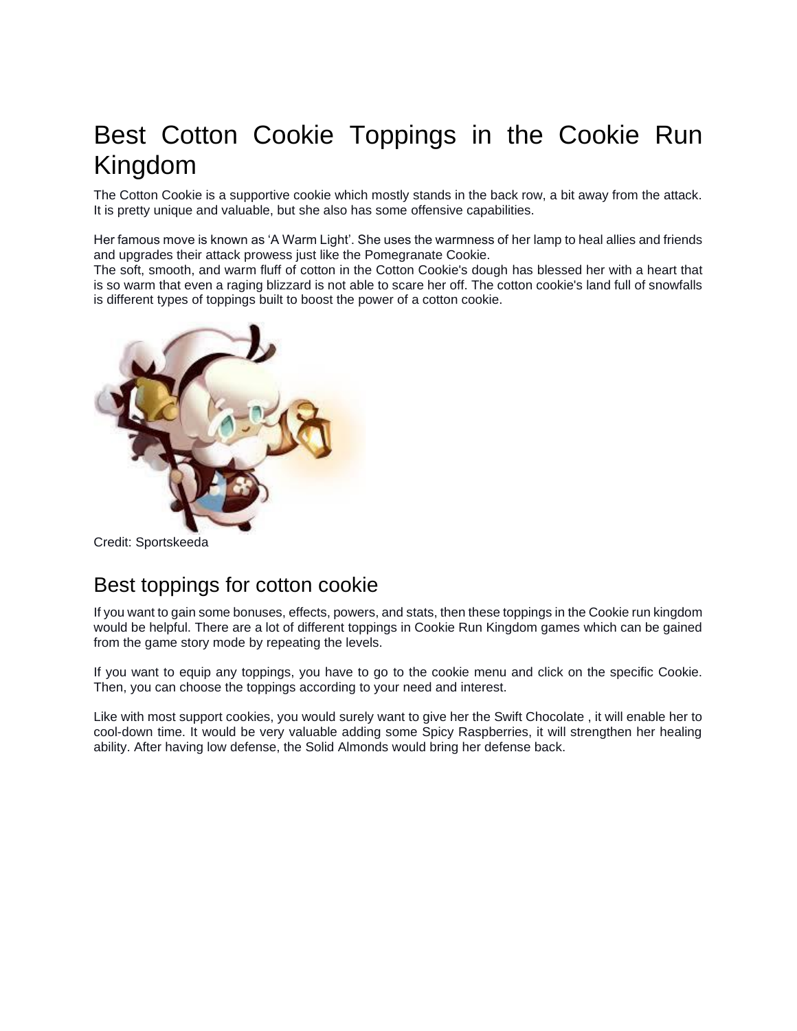# Best Cotton Cookie Toppings in the Cookie Run Kingdom

The Cotton Cookie is a supportive cookie which mostly stands in the back row, a bit away from the attack. It is pretty unique and valuable, but she also has some offensive capabilities.

Her famous move is known as 'A Warm Light'. She uses the warmness of her lamp to heal allies and friends and upgrades their attack prowess just like the Pomegranate Cookie.
The soft, smooth, and warm fluff of cotton in the Cotton Cookie's dough has blessed her with a heart that is so warm that even a raging blizzard is not able to scare her off. The cotton cookie's land full of snowfalls is different types of toppings built to boost the power of a cotton cookie.

Credit: Sportskeeda

## Best toppings for cotton cookie

If you want to gain some bonuses, effects, powers, and stats, then these toppings in the Cookie run kingdom would be helpful. There are a lot of different toppings in Cookie Run Kingdom games which can be gained from the game story mode by repeating the levels.

If you want to equip any toppings, you have to go to the cookie menu and click on the specific Cookie. Then, you can choose the toppings according to your need and interest.

Like with most support cookies, you would surely want to give her the Swift Chocolate , it will enable her to cool-down time. It would be very valuable adding some Spicy Raspberries, it will strengthen her healing ability. After having low defense, the Solid Almonds would bring her defense back.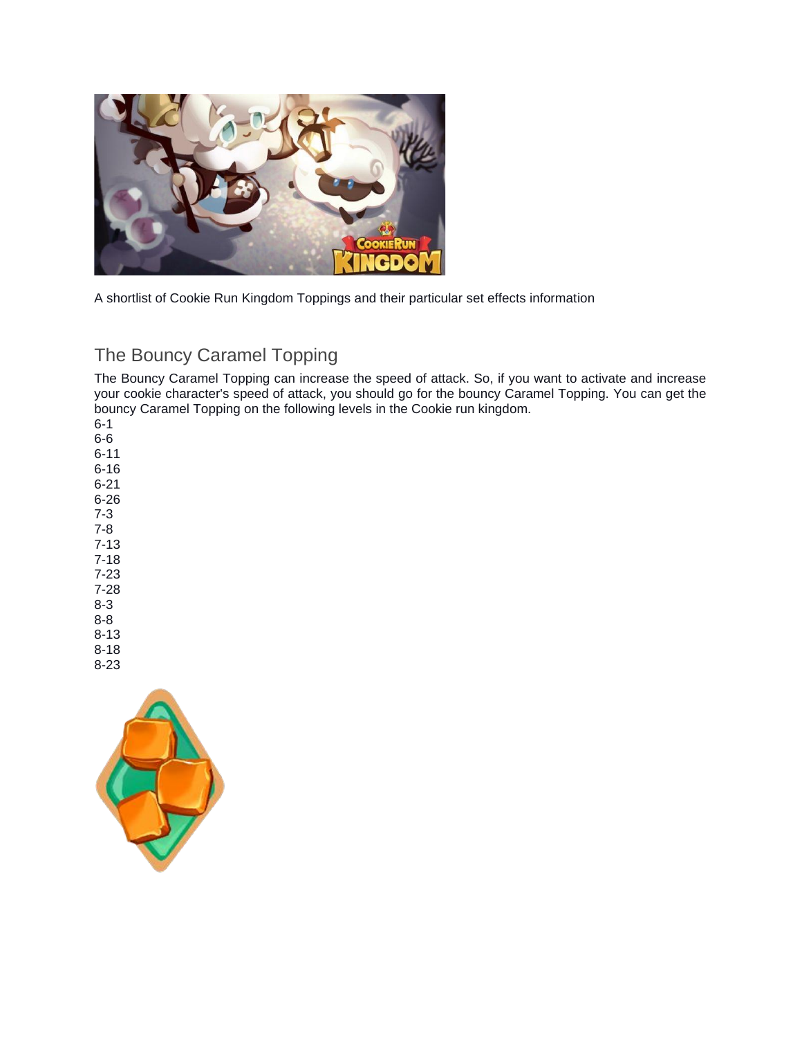A shortlist of Cookie Run Kingdom Toppings and their particular set effects information

## The Bouncy Caramel Topping

The Bouncy Caramel Topping can increase the speed of attack. So, if you want to activate and increase your cookie character's speed of attack, you should go for the bouncy Caramel Topping. You can get the bouncy Caramel Topping on the following levels in the Cookie run kingdom.

6-1
6-6
6-11
6-16
6-21
6-26
7-3
7-8
7-13
7-18
7-23
7-28
8-3
8-8
8-13
8-18
8-23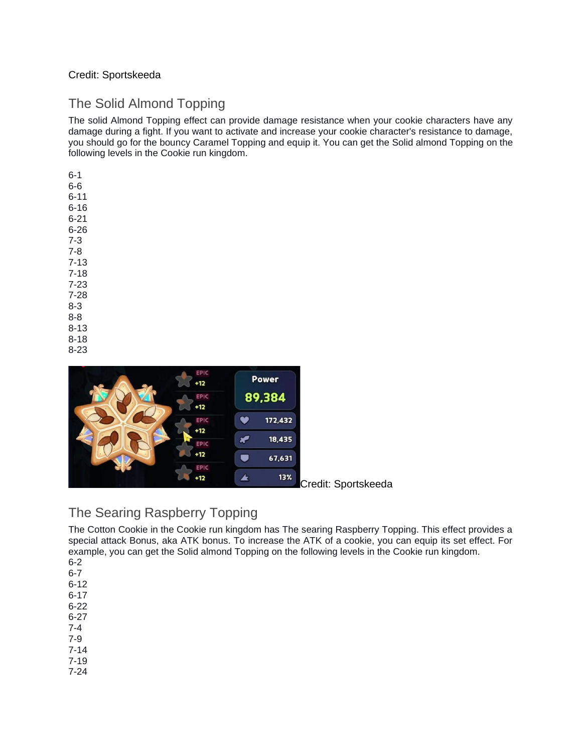Credit: Sportskeeda

## The Solid Almond Topping

The solid Almond Topping effect can provide damage resistance when your cookie characters have any damage during a fight. If you want to activate and increase your cookie character's resistance to damage, you should go for the bouncy Caramel Topping and equip it. You can get the Solid almond Topping on the following levels in the Cookie run kingdom.

6-1
6-6
6-11
6-16
6-21
6-26
7-3
7-8
7-13
7-18
7-23
7-28
8-3
8-8
8-13
8-18
8-23

Credit: Sportskeeda

## The Searing Raspberry Topping

The Cotton Cookie in the Cookie run kingdom has The searing Raspberry Topping. This effect provides a special attack Bonus, aka ATK bonus. To increase the ATK of a cookie, you can equip its set effect. For example, you can get the Solid almond Topping on the following levels in the Cookie run kingdom.
6-2
6-7
6-12
6-17
6-22
6-27
7-4
7-9
7-14
7-19
7-24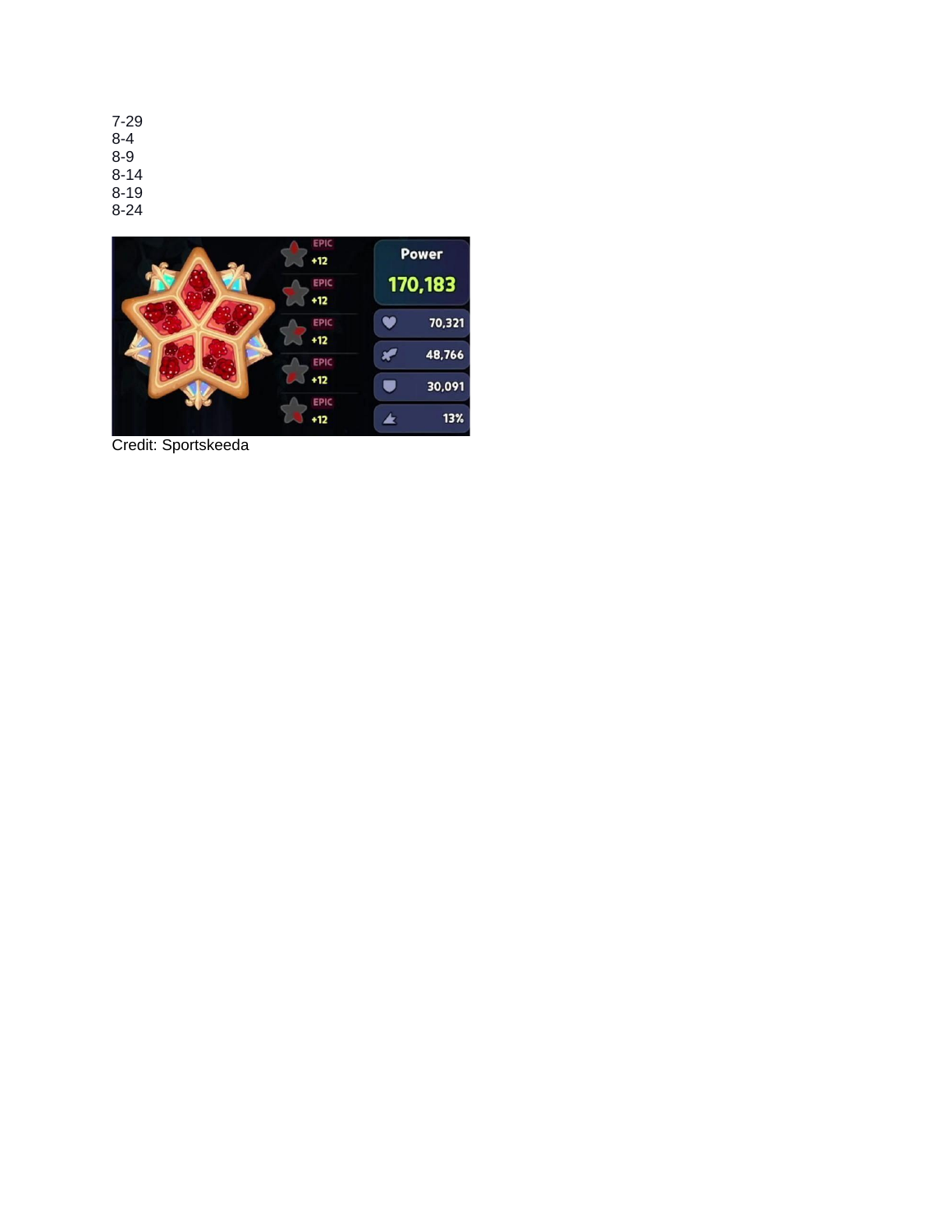7-29
8-4
8-9
8-14
8-19
8-24

Credit: Sportskeeda